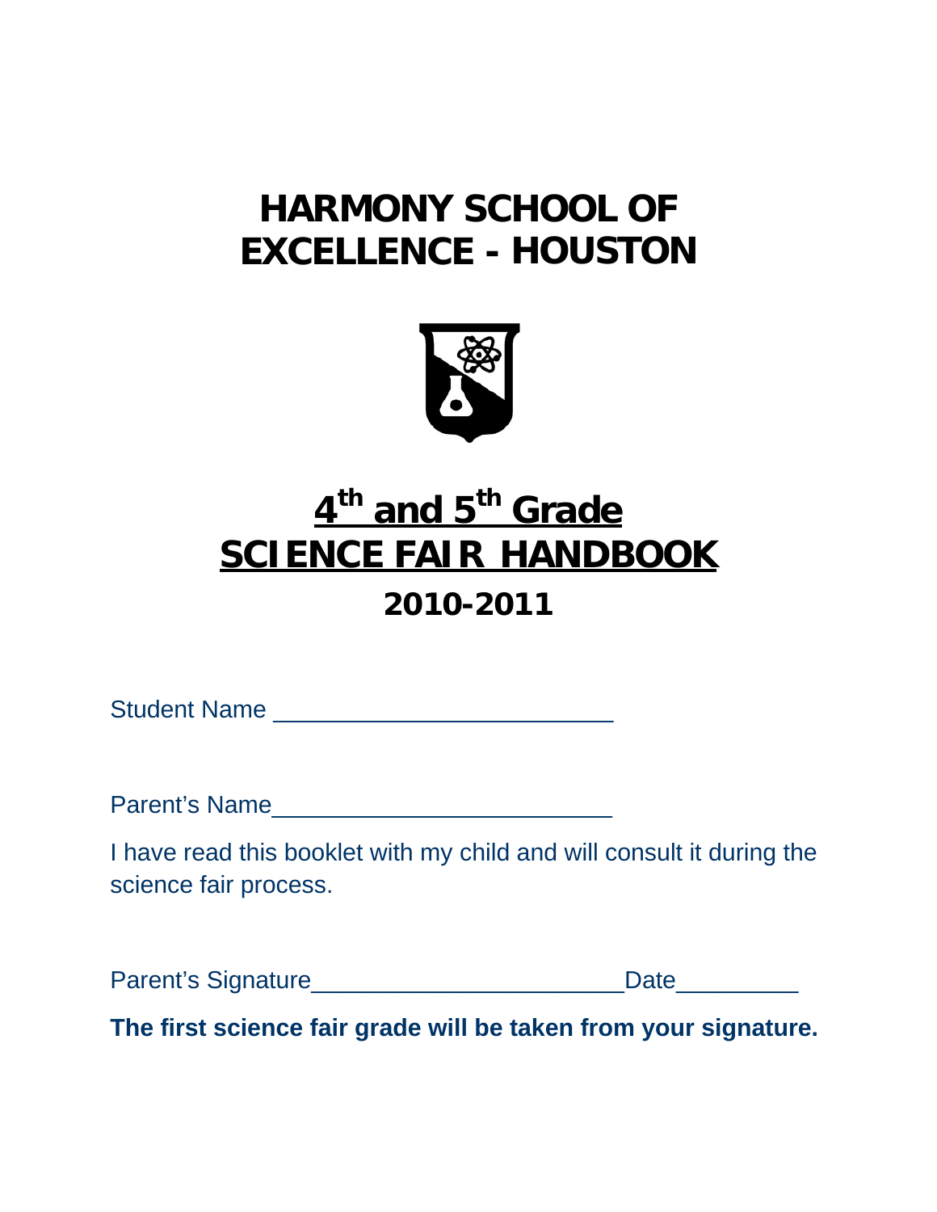# HARMONY SCHOOL OF EXCELLENCE - HOUSTON

## 4th and 5th Grade SCIENCE FAIR HANDBOOK

## 2010-2011

Student Name ________________________

Parent's Name________________________

I have read this booklet with my child and will consult it during the science fair process.

Parent's Signature______________________Date_________

**The first science fair grade will be taken from your signature.**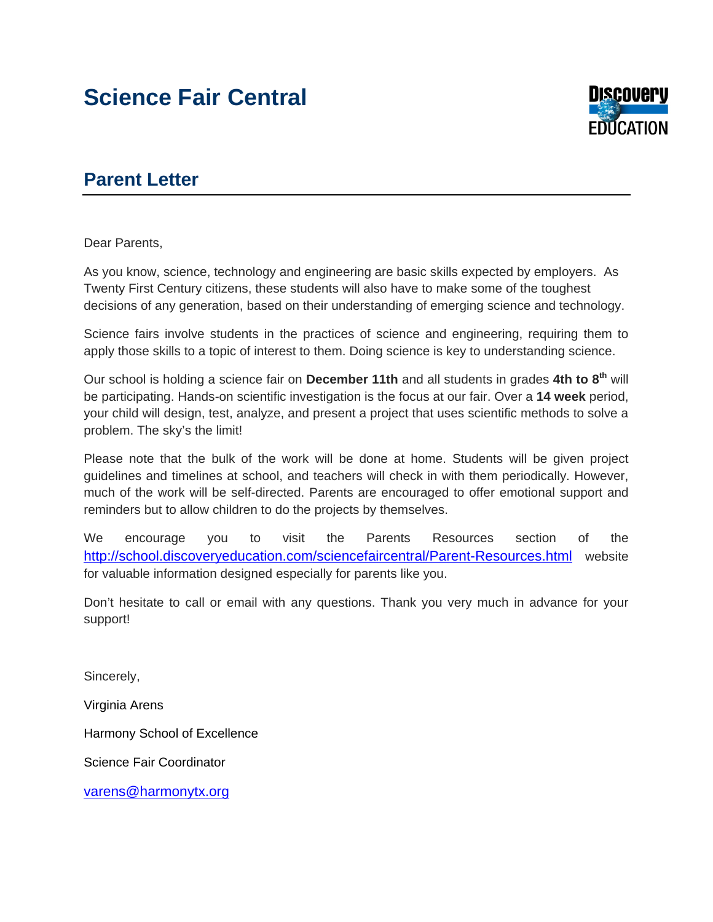# Science Fair Central

## Parent Letter

Dear Parents,

As you know, science, technology and engineering are basic skills expected by employers. As Twenty First Century citizens, these students will also have to make some of the toughest decisions of any generation, based on their understanding of emerging science and technology.

Science fairs involve students in the practices of science and engineering, requiring them to apply those skills to a topic of interest to them. Doing science is key to understanding science.

Our school is holding a science fair on **December 11th** and all students in grades **4th to 8th** will be participating. Hands-on scientific investigation is the focus at our fair. Over a **14 week** period, your child will design, test, analyze, and present a project that uses scientific methods to solve a problem. The sky's the limit!

Please note that the bulk of the work will be done at home. Students will be given project guidelines and timelines at school, and teachers will check in with them periodically. However, much of the work will be self-directed. Parents are encouraged to offer emotional support and reminders but to allow children to do the projects by themselves.

We encourage you to visit the Parents Resources section of the http://school.discoveryeducation.com/sciencefaircentral/Parent-Resources.html website for valuable information designed especially for parents like you.

Don't hesitate to call or email with any questions. Thank you very much in advance for your support!

Sincerely,

Virginia Arens

Harmony School of Excellence

Science Fair Coordinator

varens@harmonytx.org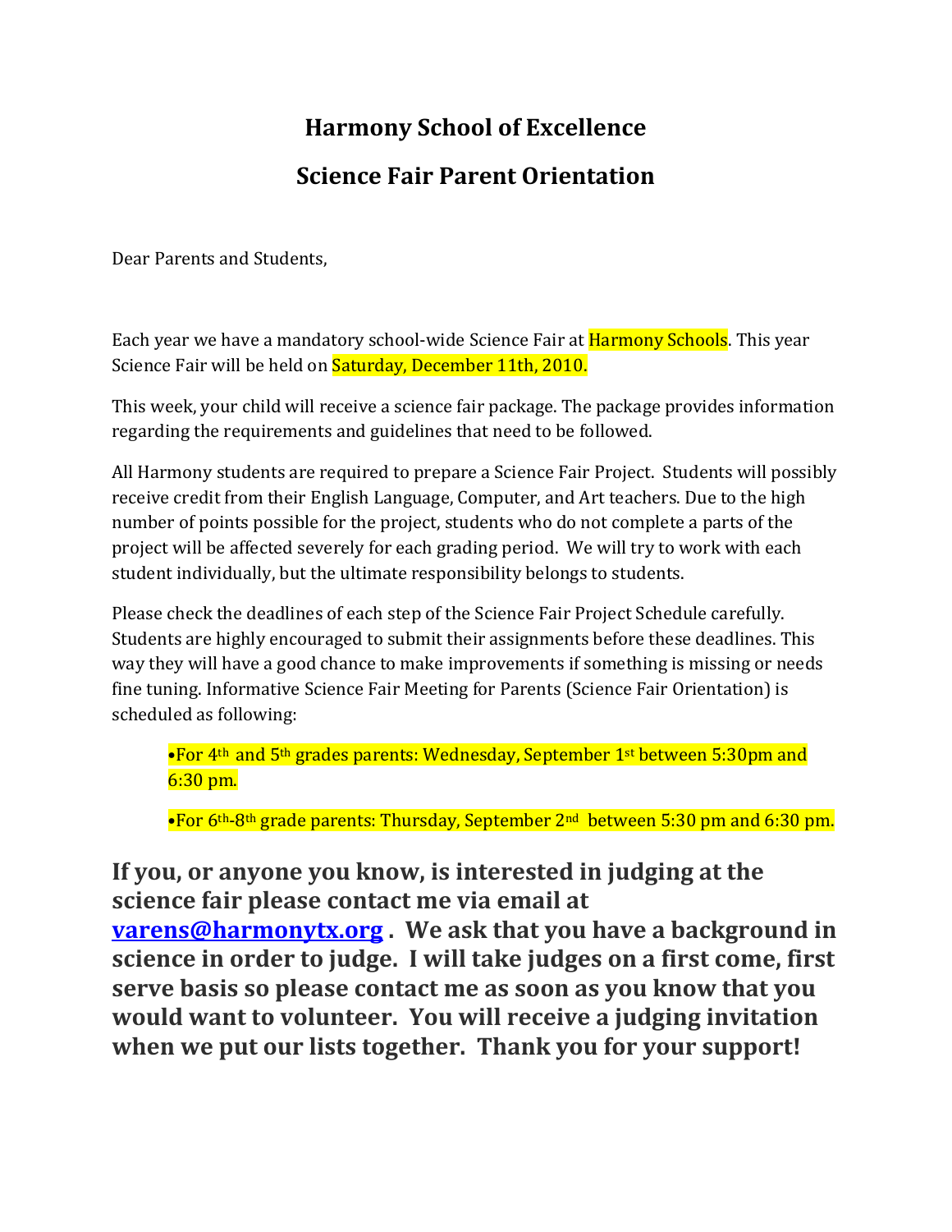# Harmony School of Excellence

## Science Fair Parent Orientation

Dear Parents and Students,

Each year we have a mandatory school-wide Science Fair at Harmony Schools. This year Science Fair will be held on Saturday, December 11th, 2010.

This week, your child will receive a science fair package. The package provides information regarding the requirements and guidelines that need to be followed.

All Harmony students are required to prepare a Science Fair Project. Students will possibly receive credit from their English Language, Computer, and Art teachers. Due to the high number of points possible for the project, students who do not complete a parts of the project will be affected severely for each grading period. We will try to work with each student individually, but the ultimate responsibility belongs to students.

Please check the deadlines of each step of the Science Fair Project Schedule carefully. Students are highly encouraged to submit their assignments before these deadlines. This way they will have a good chance to make improvements if something is missing or needs fine tuning. Informative Science Fair Meeting for Parents (Science Fair Orientation) is scheduled as following:

- For 4th and 5th grades parents: Wednesday, September 1st between 5:30pm and 6:30 pm.
- For 6th-8th grade parents: Thursday, September 2nd between 5:30 pm and 6:30 pm.

**If you, or anyone you know, is interested in judging at the science fair please contact me via email at varens@harmonytx.org . We ask that you have a background in science in order to judge. I will take judges on a first come, first serve basis so please contact me as soon as you know that you would want to volunteer. You will receive a judging invitation when we put our lists together. Thank you for your support!**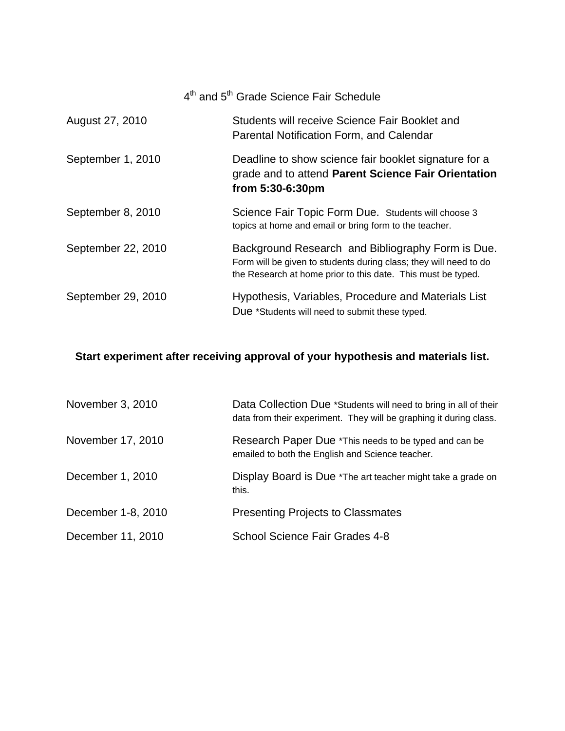# 4th and 5th Grade Science Fair Schedule

| | |
|---|---|
| August 27, 2010 | Students will receive Science Fair Booklet and Parental Notification Form, and Calendar |
| September 1, 2010 | Deadline to show science fair booklet signature for a grade and to attend **Parent Science Fair Orientation from 5:30-6:30pm** |
| September 8, 2010 | Science Fair Topic Form Due. Students will choose 3 topics at home and email or bring form to the teacher. |
| September 22, 2010 | Background Research and Bibliography Form is Due. Form will be given to students during class; they will need to do the Research at home prior to this date. This must be typed. |
| September 29, 2010 | Hypothesis, Variables, Procedure and Materials List Due *Students will need to submit these typed. |

**Start experiment after receiving approval of your hypothesis and materials list.**

| | |
|---|---|
| November 3, 2010 | Data Collection Due *Students will need to bring in all of their data from their experiment. They will be graphing it during class. |
| November 17, 2010 | Research Paper Due *This needs to be typed and can be emailed to both the English and Science teacher. |
| December 1, 2010 | Display Board is Due *The art teacher might take a grade on this. |
| December 1-8, 2010 | Presenting Projects to Classmates |
| December 11, 2010 | School Science Fair Grades 4-8 |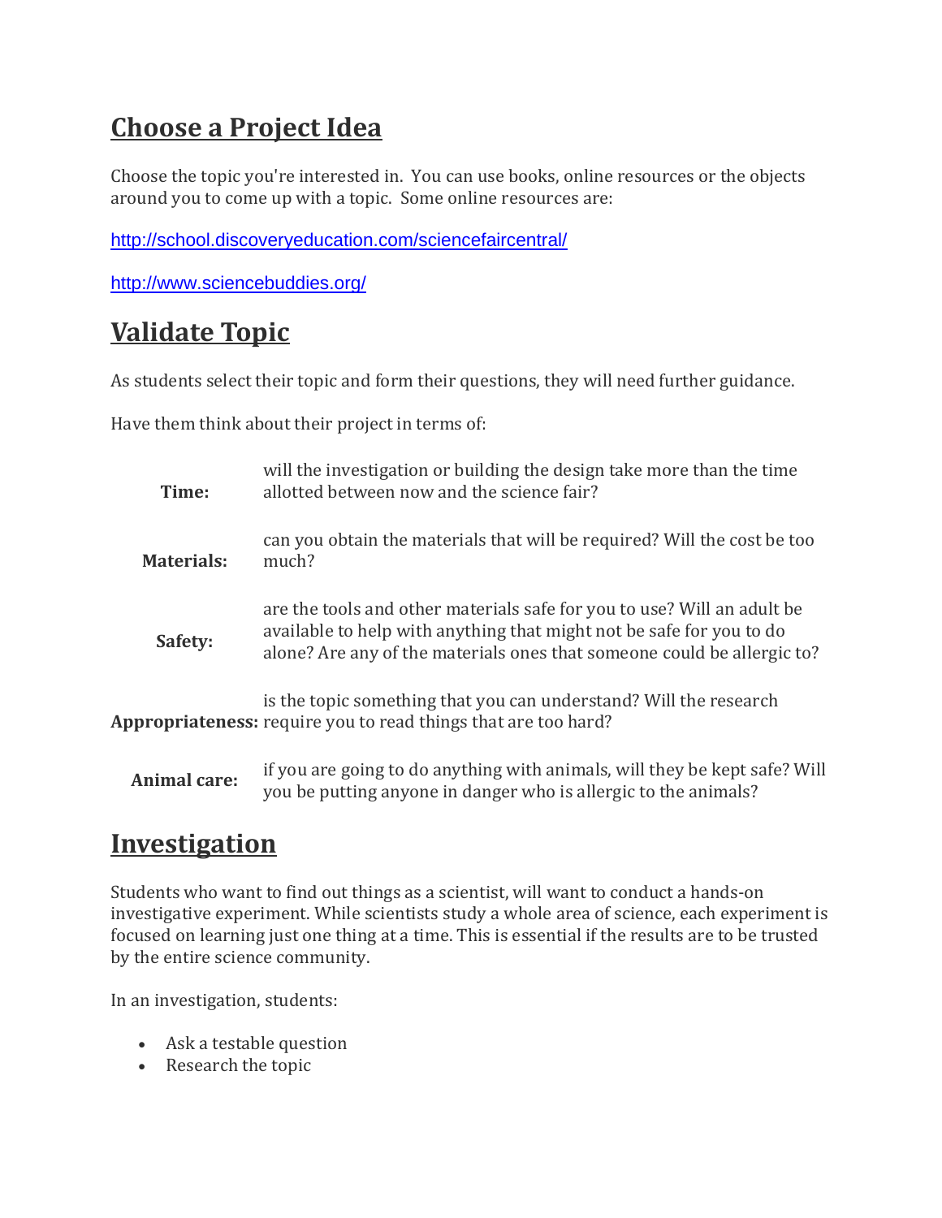## Choose a Project Idea

Choose the topic you're interested in. You can use books, online resources or the objects around you to come up with a topic. Some online resources are:

http://school.discoveryeducation.com/sciencefaircentral/

http://www.sciencebuddies.org/

## Validate Topic

As students select their topic and form their questions, they will need further guidance.

Have them think about their project in terms of:

| | |
|---|---|
| **Time:** | will the investigation or building the design take more than the time allotted between now and the science fair? |
| **Materials:** | can you obtain the materials that will be required? Will the cost be too much? |
| **Safety:** | are the tools and other materials safe for you to use? Will an adult be available to help with anything that might not be safe for you to do alone? Are any of the materials ones that someone could be allergic to? |
| **Appropriateness:** | is the topic something that you can understand? Will the research require you to read things that are too hard? |
| **Animal care:** | if you are going to do anything with animals, will they be kept safe? Will you be putting anyone in danger who is allergic to the animals? |

## Investigation

Students who want to find out things as a scientist, will want to conduct a hands-on investigative experiment. While scientists study a whole area of science, each experiment is focused on learning just one thing at a time. This is essential if the results are to be trusted by the entire science community.

In an investigation, students:

- Ask a testable question
- Research the topic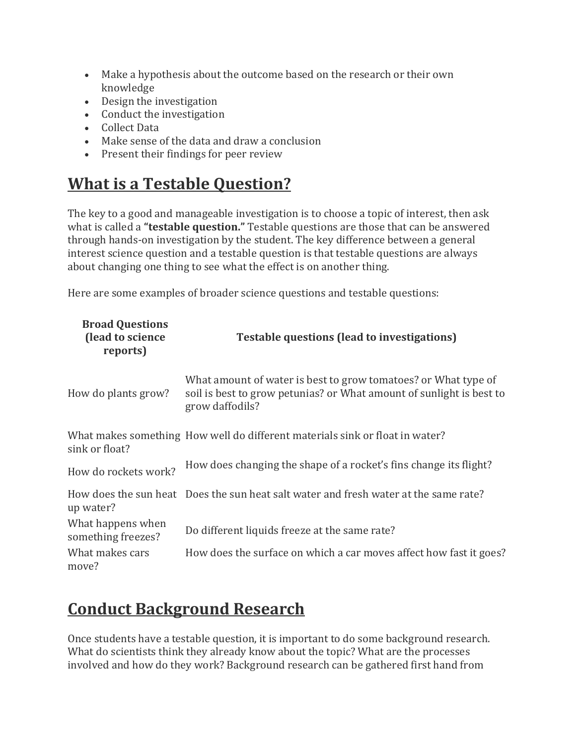- Make a hypothesis about the outcome based on the research or their own knowledge
- Design the investigation
- Conduct the investigation
- Collect Data
- Make sense of the data and draw a conclusion
- Present their findings for peer review

## What is a Testable Question?

The key to a good and manageable investigation is to choose a topic of interest, then ask what is called a **"testable question."** Testable questions are those that can be answered through hands-on investigation by the student. The key difference between a general interest science question and a testable question is that testable questions are always about changing one thing to see what the effect is on another thing.

Here are some examples of broader science questions and testable questions:

| Broad Questions (lead to science reports) | Testable questions (lead to investigations) |
|---|---|
| How do plants grow? | What amount of water is best to grow tomatoes? or What type of soil is best to grow petunias? or What amount of sunlight is best to grow daffodils? |
| What makes something sink or float? | How well do different materials sink or float in water? |
| How do rockets work? | How does changing the shape of a rocket's fins change its flight? |
| How does the sun heat up water? | Does the sun heat salt water and fresh water at the same rate? |
| What happens when something freezes? | Do different liquids freeze at the same rate? |
| What makes cars move? | How does the surface on which a car moves affect how fast it goes? |

## Conduct Background Research

Once students have a testable question, it is important to do some background research. What do scientists think they already know about the topic? What are the processes involved and how do they work? Background research can be gathered first hand from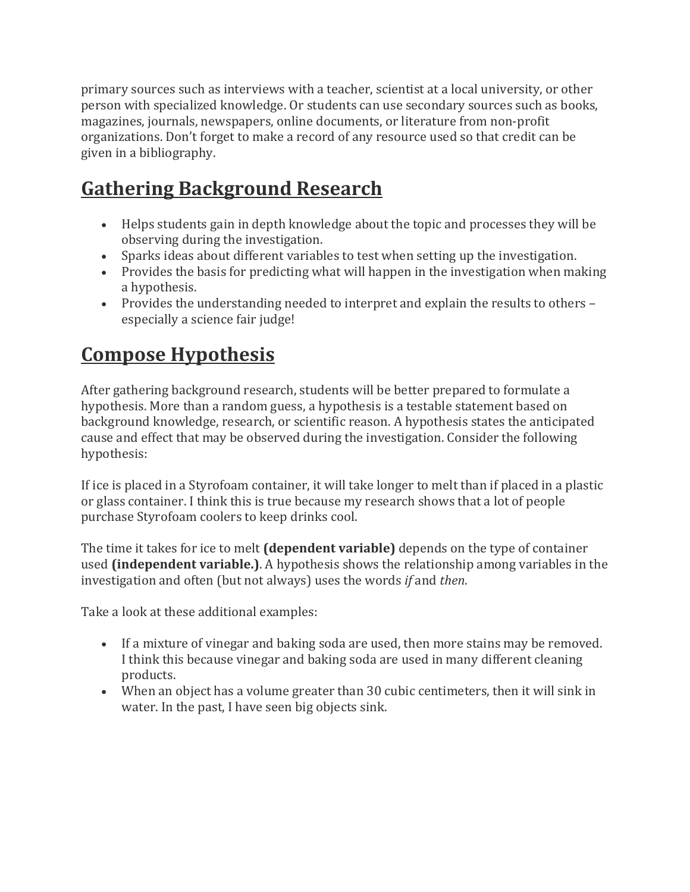primary sources such as interviews with a teacher, scientist at a local university, or other person with specialized knowledge. Or students can use secondary sources such as books, magazines, journals, newspapers, online documents, or literature from non-profit organizations. Don't forget to make a record of any resource used so that credit can be given in a bibliography.

## Gathering Background Research

- Helps students gain in depth knowledge about the topic and processes they will be observing during the investigation.
- Sparks ideas about different variables to test when setting up the investigation.
- Provides the basis for predicting what will happen in the investigation when making a hypothesis.
- Provides the understanding needed to interpret and explain the results to others – especially a science fair judge!

## Compose Hypothesis

After gathering background research, students will be better prepared to formulate a hypothesis. More than a random guess, a hypothesis is a testable statement based on background knowledge, research, or scientific reason. A hypothesis states the anticipated cause and effect that may be observed during the investigation. Consider the following hypothesis:

If ice is placed in a Styrofoam container, it will take longer to melt than if placed in a plastic or glass container. I think this is true because my research shows that a lot of people purchase Styrofoam coolers to keep drinks cool.

The time it takes for ice to melt **(dependent variable)** depends on the type of container used **(independent variable.)**. A hypothesis shows the relationship among variables in the investigation and often (but not always) uses the words *if* and *then*.

Take a look at these additional examples:

- If a mixture of vinegar and baking soda are used, then more stains may be removed. I think this because vinegar and baking soda are used in many different cleaning products.
- When an object has a volume greater than 30 cubic centimeters, then it will sink in water. In the past, I have seen big objects sink.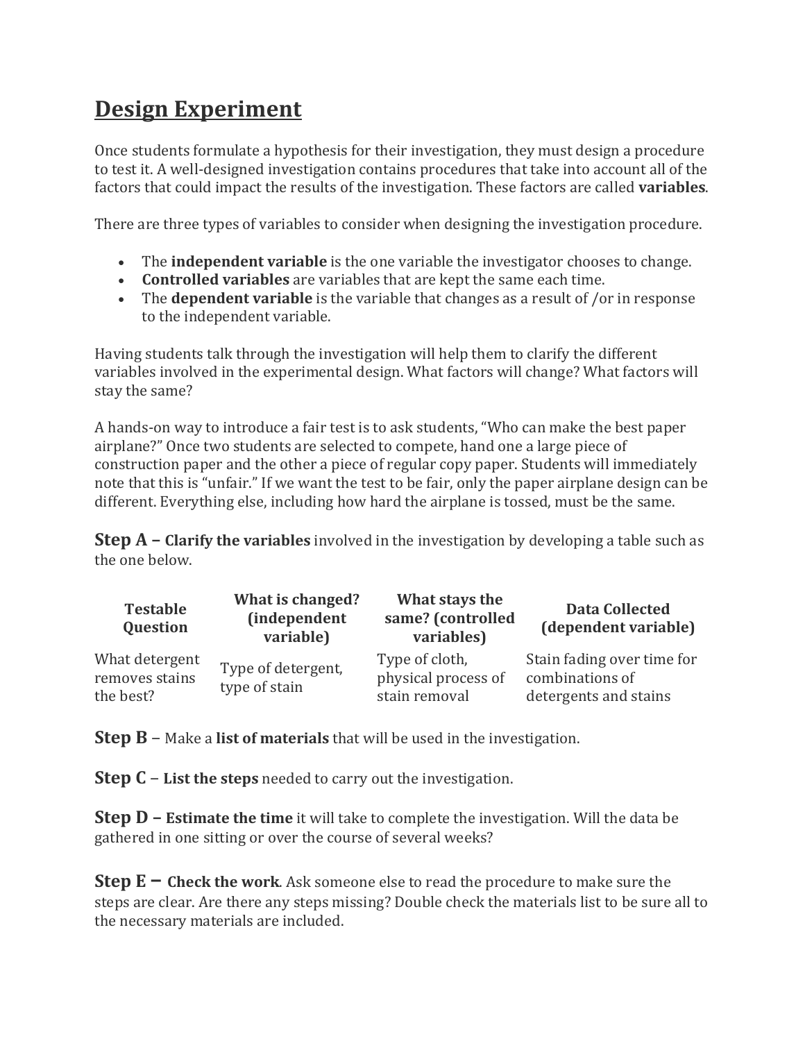# Design Experiment

Once students formulate a hypothesis for their investigation, they must design a procedure to test it. A well-designed investigation contains procedures that take into account all of the factors that could impact the results of the investigation. These factors are called **variables**.

There are three types of variables to consider when designing the investigation procedure.

- The **independent variable** is the one variable the investigator chooses to change.
- **Controlled variables** are variables that are kept the same each time.
- The **dependent variable** is the variable that changes as a result of /or in response to the independent variable.

Having students talk through the investigation will help them to clarify the different variables involved in the experimental design. What factors will change? What factors will stay the same?

A hands-on way to introduce a fair test is to ask students, "Who can make the best paper airplane?" Once two students are selected to compete, hand one a large piece of construction paper and the other a piece of regular copy paper. Students will immediately note that this is "unfair." If we want the test to be fair, only the paper airplane design can be different. Everything else, including how hard the airplane is tossed, must be the same.

**Step A – Clarify the variables** involved in the investigation by developing a table such as the one below.

| Testable Question | What is changed? (independent variable) | What stays the same? (controlled variables) | Data Collected (dependent variable) |
| --- | --- | --- | --- |
| What detergent removes stains the best? | Type of detergent, type of stain | Type of cloth, physical process of stain removal | Stain fading over time for combinations of detergents and stains |

**Step B** – Make a **list of materials** that will be used in the investigation.

**Step C** – **List the steps** needed to carry out the investigation.

**Step D – Estimate the time** it will take to complete the investigation. Will the data be gathered in one sitting or over the course of several weeks?

**Step E – Check the work**. Ask someone else to read the procedure to make sure the steps are clear. Are there any steps missing? Double check the materials list to be sure all to the necessary materials are included.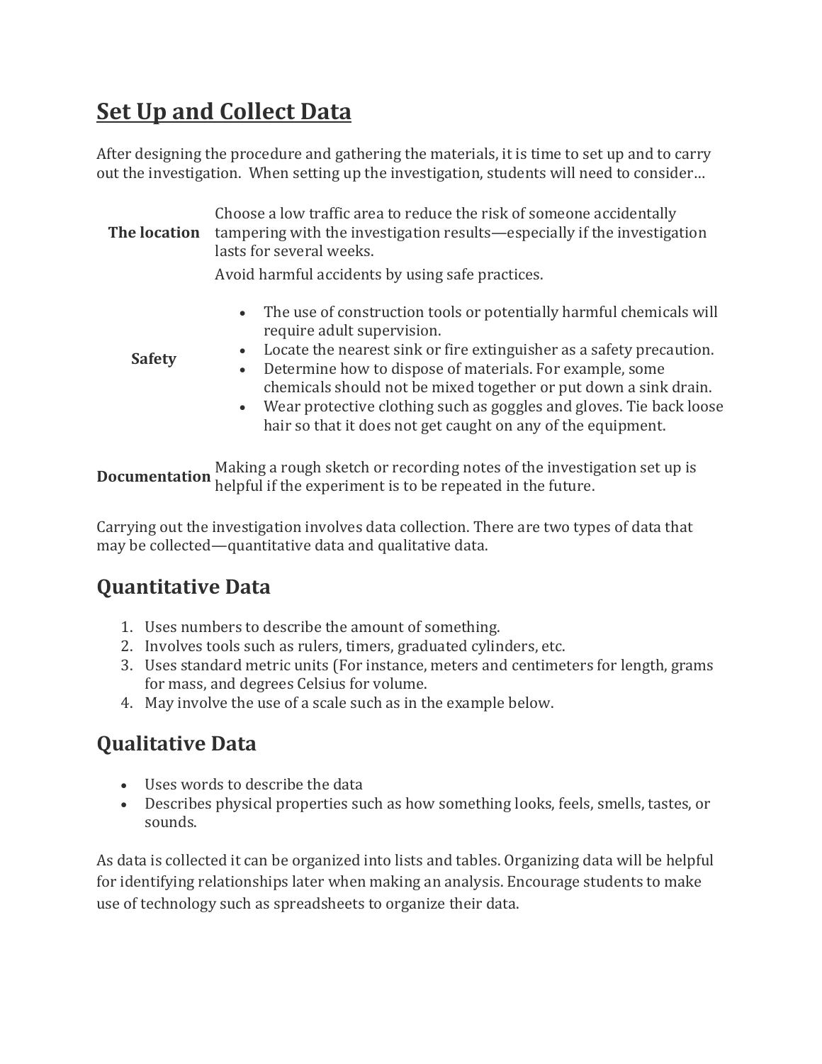# Set Up and Collect Data

After designing the procedure and gathering the materials, it is time to set up and to carry out the investigation. When setting up the investigation, students will need to consider…

| | |
|---|---|
| **The location** | Choose a low traffic area to reduce the risk of someone accidentally tampering with the investigation results—especially if the investigation lasts for several weeks. |
| **Safety** | Avoid harmful accidents by using safe practices. <br>• The use of construction tools or potentially harmful chemicals will require adult supervision. <br>• Locate the nearest sink or fire extinguisher as a safety precaution. <br>• Determine how to dispose of materials. For example, some chemicals should not be mixed together or put down a sink drain. <br>• Wear protective clothing such as goggles and gloves. Tie back loose hair so that it does not get caught on any of the equipment. |
| **Documentation** | Making a rough sketch or recording notes of the investigation set up is helpful if the experiment is to be repeated in the future. |

Carrying out the investigation involves data collection. There are two types of data that may be collected—quantitative data and qualitative data.

## Quantitative Data

1. Uses numbers to describe the amount of something.
2. Involves tools such as rulers, timers, graduated cylinders, etc.
3. Uses standard metric units (For instance, meters and centimeters for length, grams for mass, and degrees Celsius for volume.
4. May involve the use of a scale such as in the example below.

## Qualitative Data

- Uses words to describe the data
- Describes physical properties such as how something looks, feels, smells, tastes, or sounds.

As data is collected it can be organized into lists and tables. Organizing data will be helpful for identifying relationships later when making an analysis. Encourage students to make use of technology such as spreadsheets to organize their data.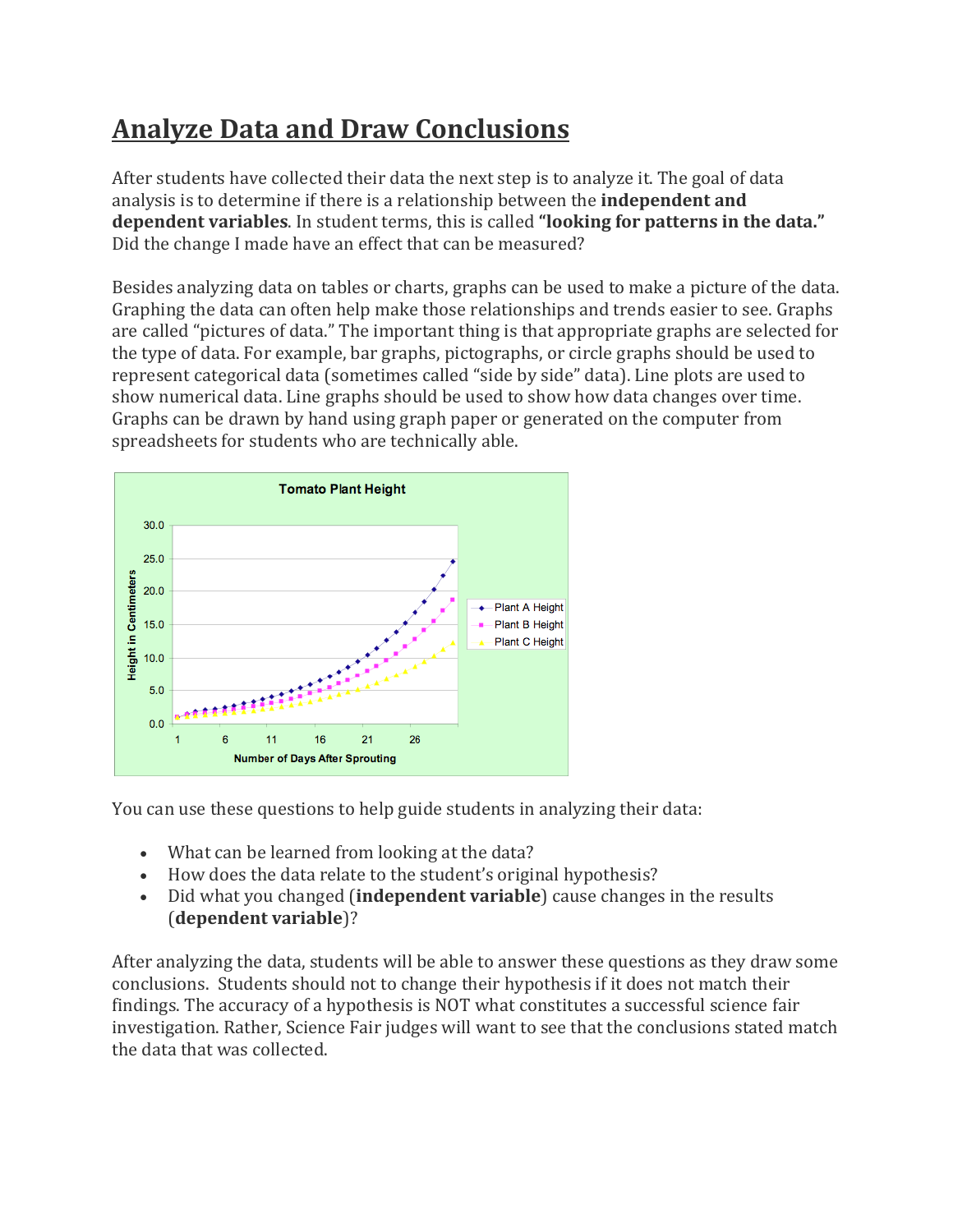# Analyze Data and Draw Conclusions

After students have collected their data the next step is to analyze it. The goal of data analysis is to determine if there is a relationship between the **independent and dependent variables**. In student terms, this is called **"looking for patterns in the data."** Did the change I made have an effect that can be measured?

Besides analyzing data on tables or charts, graphs can be used to make a picture of the data. Graphing the data can often help make those relationships and trends easier to see. Graphs are called "pictures of data." The important thing is that appropriate graphs are selected for the type of data. For example, bar graphs, pictographs, or circle graphs should be used to represent categorical data (sometimes called "side by side" data). Line plots are used to show numerical data. Line graphs should be used to show how data changes over time. Graphs can be drawn by hand using graph paper or generated on the computer from spreadsheets for students who are technically able.

You can use these questions to help guide students in analyzing their data:

- What can be learned from looking at the data?
- How does the data relate to the student's original hypothesis?
- Did what you changed (**independent variable**) cause changes in the results (**dependent variable**)?

After analyzing the data, students will be able to answer these questions as they draw some conclusions. Students should not to change their hypothesis if it does not match their findings. The accuracy of a hypothesis is NOT what constitutes a successful science fair investigation. Rather, Science Fair judges will want to see that the conclusions stated match the data that was collected.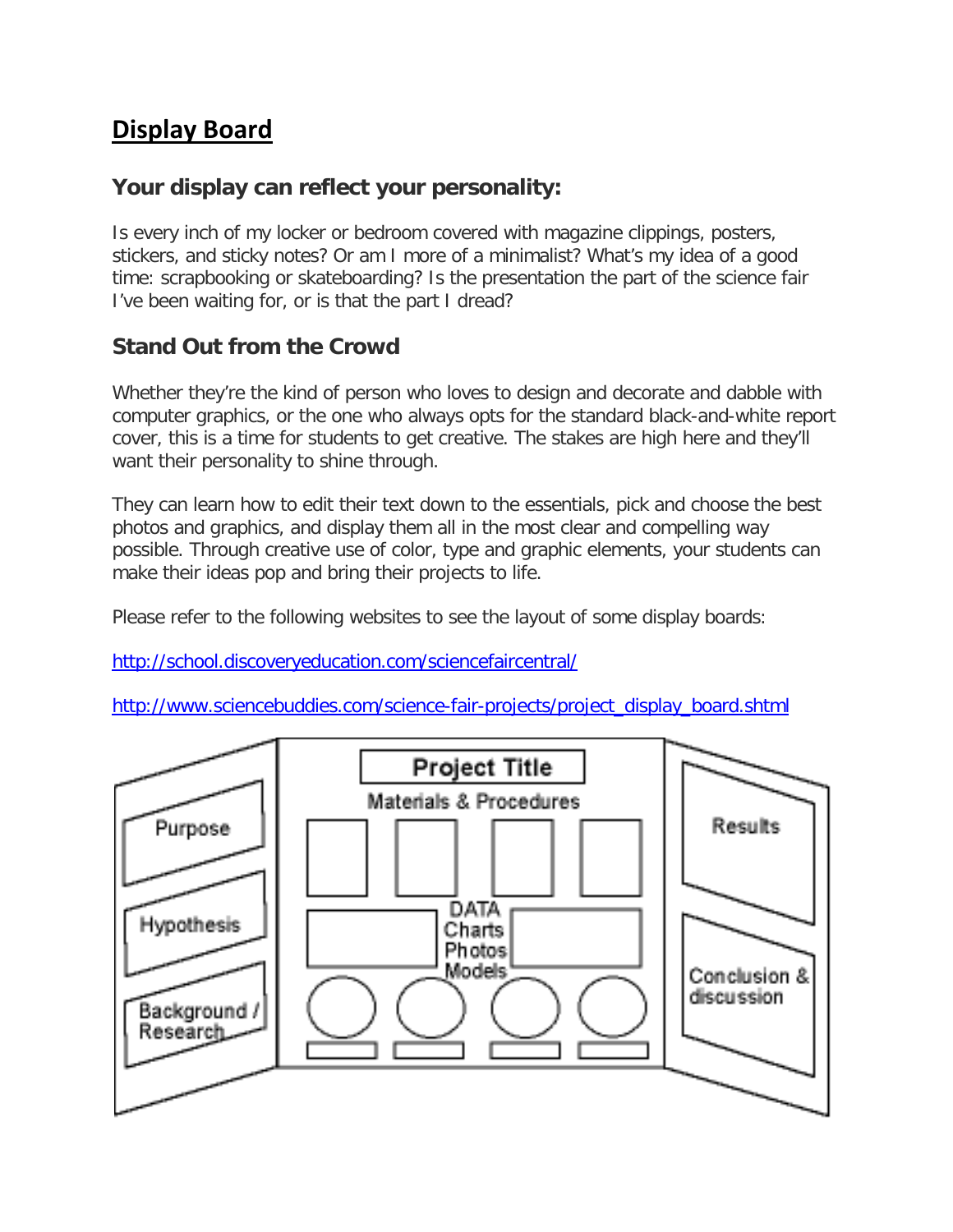# Display Board

## Your display can reflect your personality:

Is every inch of my locker or bedroom covered with magazine clippings, posters, stickers, and sticky notes? Or am I more of a minimalist? What's my idea of a good time: scrapbooking or skateboarding? Is the presentation the part of the science fair I've been waiting for, or is that the part I dread?

## Stand Out from the Crowd

Whether they're the kind of person who loves to design and decorate and dabble with computer graphics, or the one who always opts for the standard black-and-white report cover, this is a time for students to get creative. The stakes are high here and they'll want their personality to shine through.

They can learn how to edit their text down to the essentials, pick and choose the best photos and graphics, and display them all in the most clear and compelling way possible. Through creative use of color, type and graphic elements, your students can make their ideas pop and bring their projects to life.

Please refer to the following websites to see the layout of some display boards:

http://school.discoveryeducation.com/sciencefaircentral/

http://www.sciencebuddies.com/science-fair-projects/project_display_board.shtml

Purpose

Hypothesis

Background / Research

Project Title

Materials & Procedures

DATA Charts Photos Models

Results

Conclusion & discussion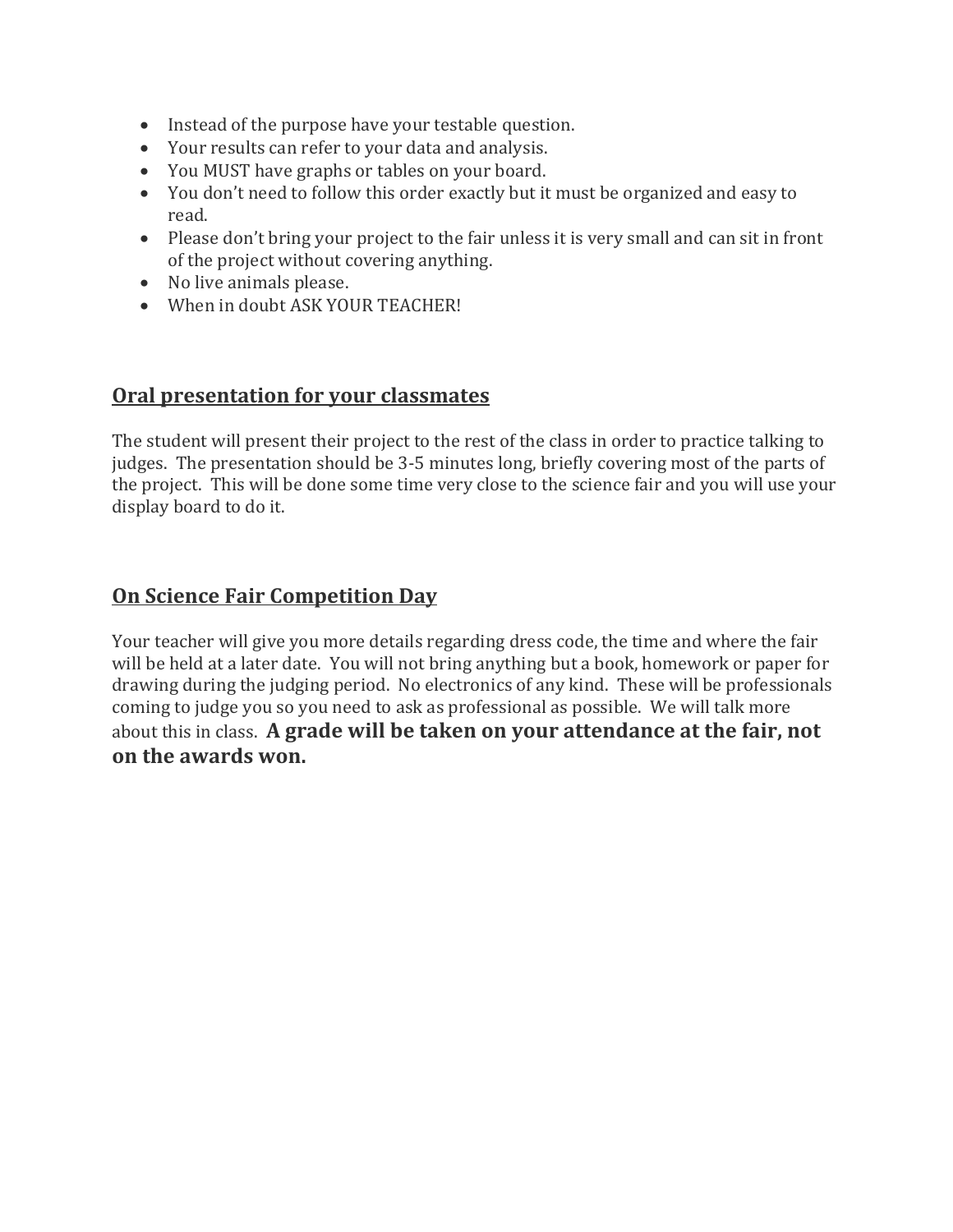- Instead of the purpose have your testable question.
- Your results can refer to your data and analysis.
- You MUST have graphs or tables on your board.
- You don't need to follow this order exactly but it must be organized and easy to read.
- Please don't bring your project to the fair unless it is very small and can sit in front of the project without covering anything.
- No live animals please.
- When in doubt ASK YOUR TEACHER!

## Oral presentation for your classmates

The student will present their project to the rest of the class in order to practice talking to judges. The presentation should be 3-5 minutes long, briefly covering most of the parts of the project. This will be done some time very close to the science fair and you will use your display board to do it.

## On Science Fair Competition Day

Your teacher will give you more details regarding dress code, the time and where the fair will be held at a later date. You will not bring anything but a book, homework or paper for drawing during the judging period. No electronics of any kind. These will be professionals coming to judge you so you need to ask as professional as possible. We will talk more about this in class. **A grade will be taken on your attendance at the fair, not on the awards won.**